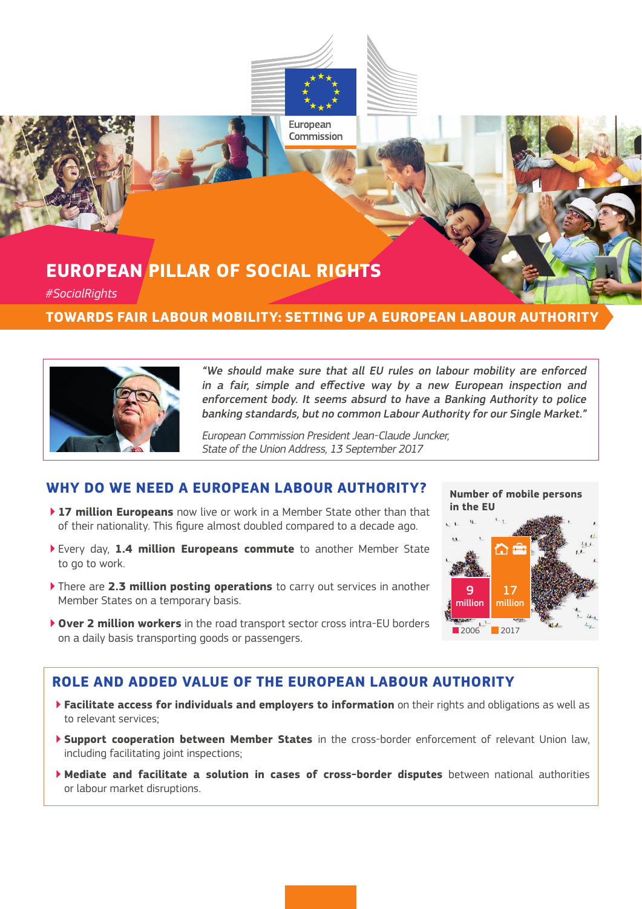European Commission

# EUROPEAN PILLAR OF SOCIAL RIGHTS

*#SocialRights*

## TOWARDS FAIR LABOUR MOBILITY: SETTING UP A EUROPEAN LABOUR AUTHORITY

*“We should make sure that all EU rules on labour mobility are enforced in a fair, simple and effective way by a new European inspection and enforcement body. It seems absurd to have a Banking Authority to police banking standards, but no common Labour Authority for our Single Market.”*

*European Commission President Jean-Claude Juncker, State of the Union Address, 13 September 2017*

## WHY DO WE NEED A EUROPEAN LABOUR AUTHORITY?

- **17 million Europeans** now live or work in a Member State other than that of their nationality. This figure almost doubled compared to a decade ago.
- Every day, **1.4 million Europeans commute** to another Member State to go to work.
- There are **2.3 million posting operations** to carry out services in another Member States on a temporary basis.
- **Over 2 million workers** in the road transport sector cross intra-EU borders on a daily basis transporting goods or passengers.

**Number of mobile persons in the EU**

| 2006 | 2017 |
|---|---|
| 9 million | 17 million |

## ROLE AND ADDED VALUE OF THE EUROPEAN LABOUR AUTHORITY

- **Facilitate access for individuals and employers to information** on their rights and obligations as well as to relevant services;
- **Support cooperation between Member States** in the cross-border enforcement of relevant Union law, including facilitating joint inspections;
- **Mediate and facilitate a solution in cases of cross-border disputes** between national authorities or labour market disruptions.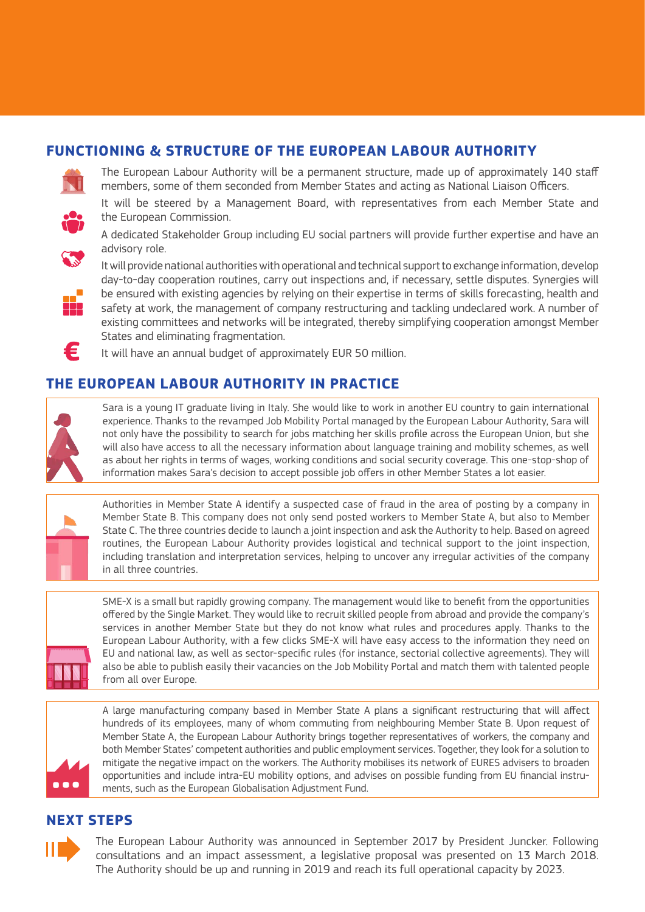## FUNCTIONING & STRUCTURE OF THE EUROPEAN LABOUR AUTHORITY

The European Labour Authority will be a permanent structure, made up of approximately 140 staff members, some of them seconded from Member States and acting as National Liaison Officers.

It will be steered by a Management Board, with representatives from each Member State and the European Commission.

A dedicated Stakeholder Group including EU social partners will provide further expertise and have an advisory role.

It will provide national authorities with operational and technical support to exchange information, develop day-to-day cooperation routines, carry out inspections and, if necessary, settle disputes. Synergies will be ensured with existing agencies by relying on their expertise in terms of skills forecasting, health and safety at work, the management of company restructuring and tackling undeclared work. A number of existing committees and networks will be integrated, thereby simplifying cooperation amongst Member States and eliminating fragmentation.

It will have an annual budget of approximately EUR 50 million.

## THE EUROPEAN LABOUR AUTHORITY IN PRACTICE

Sara is a young IT graduate living in Italy. She would like to work in another EU country to gain international experience. Thanks to the revamped Job Mobility Portal managed by the European Labour Authority, Sara will not only have the possibility to search for jobs matching her skills profile across the European Union, but she will also have access to all the necessary information about language training and mobility schemes, as well as about her rights in terms of wages, working conditions and social security coverage. This one-stop-shop of information makes Sara's decision to accept possible job offers in other Member States a lot easier.

Authorities in Member State A identify a suspected case of fraud in the area of posting by a company in Member State B. This company does not only send posted workers to Member State A, but also to Member State C. The three countries decide to launch a joint inspection and ask the Authority to help. Based on agreed routines, the European Labour Authority provides logistical and technical support to the joint inspection, including translation and interpretation services, helping to uncover any irregular activities of the company in all three countries.

SME-X is a small but rapidly growing company. The management would like to benefit from the opportunities offered by the Single Market. They would like to recruit skilled people from abroad and provide the company's services in another Member State but they do not know what rules and procedures apply. Thanks to the European Labour Authority, with a few clicks SME-X will have easy access to the information they need on EU and national law, as well as sector-specific rules (for instance, sectorial collective agreements). They will also be able to publish easily their vacancies on the Job Mobility Portal and match them with talented people from all over Europe.

A large manufacturing company based in Member State A plans a significant restructuring that will affect hundreds of its employees, many of whom commuting from neighbouring Member State B. Upon request of Member State A, the European Labour Authority brings together representatives of workers, the company and both Member States' competent authorities and public employment services. Together, they look for a solution to mitigate the negative impact on the workers. The Authority mobilises its network of EURES advisers to broaden opportunities and include intra-EU mobility options, and advises on possible funding from EU financial instruments, such as the European Globalisation Adjustment Fund.

## NEXT STEPS

The European Labour Authority was announced in September 2017 by President Juncker. Following consultations and an impact assessment, a legislative proposal was presented on 13 March 2018. The Authority should be up and running in 2019 and reach its full operational capacity by 2023.